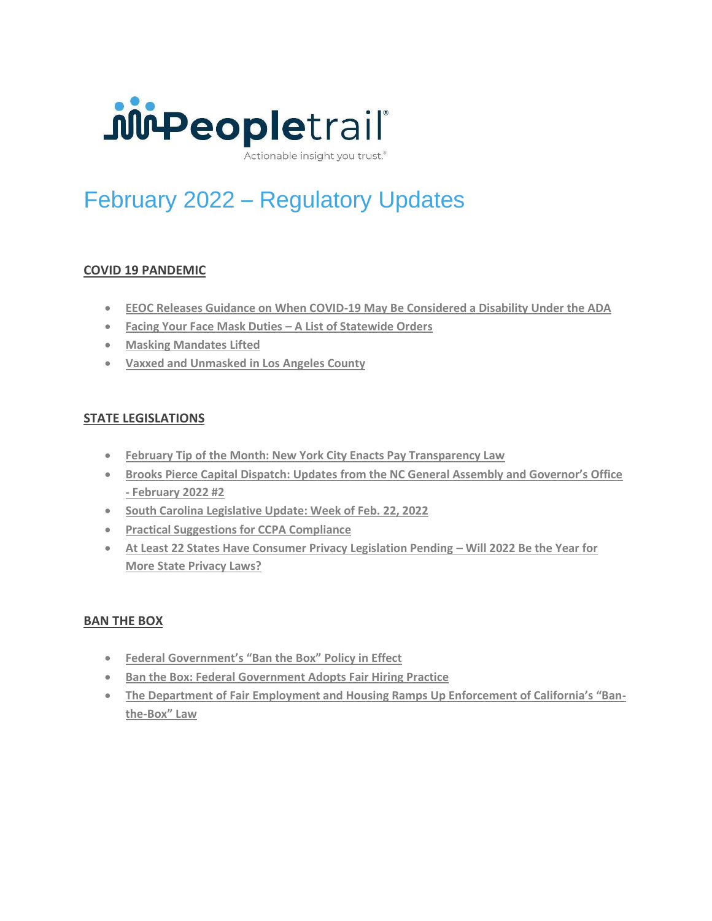Peopletrail®

Actionable insight you trust.®

# February 2022 – Regulatory Updates

## COVID 19 PANDEMIC

- **EEOC Releases Guidance on When COVID-19 May Be Considered a Disability Under the ADA**
- **Facing Your Face Mask Duties – A List of Statewide Orders**
- **Masking Mandates Lifted**
- **Vaxxed and Unmasked in Los Angeles County**

## STATE LEGISLATIONS

- **February Tip of the Month: New York City Enacts Pay Transparency Law**
- **Brooks Pierce Capital Dispatch: Updates from the NC General Assembly and Governor's Office - February 2022 #2**
- **South Carolina Legislative Update: Week of Feb. 22, 2022**
- **Practical Suggestions for CCPA Compliance**
- **At Least 22 States Have Consumer Privacy Legislation Pending – Will 2022 Be the Year for More State Privacy Laws?**

## BAN THE BOX

- **Federal Government's "Ban the Box" Policy in Effect**
- **Ban the Box: Federal Government Adopts Fair Hiring Practice**
- **The Department of Fair Employment and Housing Ramps Up Enforcement of California's "Ban-the-Box" Law**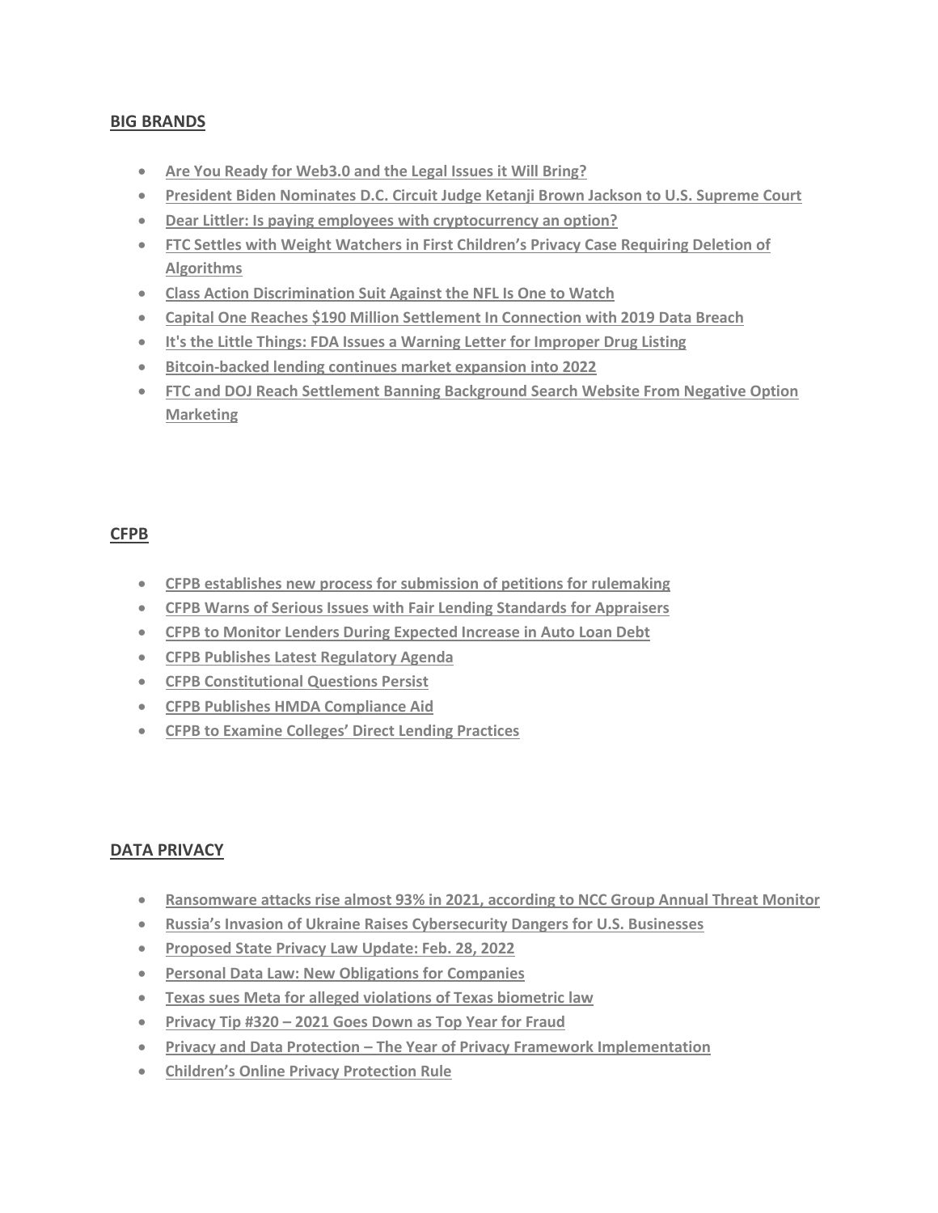## BIG BRANDS

- **Are You Ready for Web3.0 and the Legal Issues it Will Bring?**
- **President Biden Nominates D.C. Circuit Judge Ketanji Brown Jackson to U.S. Supreme Court**
- **Dear Littler: Is paying employees with cryptocurrency an option?**
- **FTC Settles with Weight Watchers in First Children's Privacy Case Requiring Deletion of Algorithms**
- **Class Action Discrimination Suit Against the NFL Is One to Watch**
- **Capital One Reaches $190 Million Settlement In Connection with 2019 Data Breach**
- **It's the Little Things: FDA Issues a Warning Letter for Improper Drug Listing**
- **Bitcoin-backed lending continues market expansion into 2022**
- **FTC and DOJ Reach Settlement Banning Background Search Website From Negative Option Marketing**

## CFPB

- **CFPB establishes new process for submission of petitions for rulemaking**
- **CFPB Warns of Serious Issues with Fair Lending Standards for Appraisers**
- **CFPB to Monitor Lenders During Expected Increase in Auto Loan Debt**
- **CFPB Publishes Latest Regulatory Agenda**
- **CFPB Constitutional Questions Persist**
- **CFPB Publishes HMDA Compliance Aid**
- **CFPB to Examine Colleges' Direct Lending Practices**

## DATA PRIVACY

- **Ransomware attacks rise almost 93% in 2021, according to NCC Group Annual Threat Monitor**
- **Russia's Invasion of Ukraine Raises Cybersecurity Dangers for U.S. Businesses**
- **Proposed State Privacy Law Update: Feb. 28, 2022**
- **Personal Data Law: New Obligations for Companies**
- **Texas sues Meta for alleged violations of Texas biometric law**
- **Privacy Tip #320 – 2021 Goes Down as Top Year for Fraud**
- **Privacy and Data Protection – The Year of Privacy Framework Implementation**
- **Children's Online Privacy Protection Rule**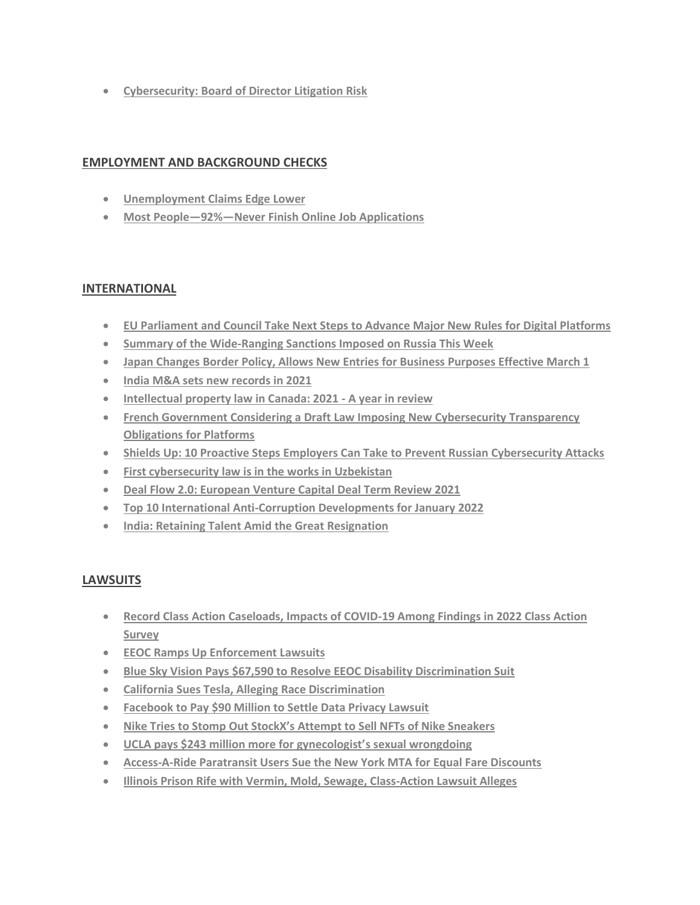- **Cybersecurity: Board of Director Litigation Risk**

## EMPLOYMENT AND BACKGROUND CHECKS

- **Unemployment Claims Edge Lower**
- **Most People—92%—Never Finish Online Job Applications**

## INTERNATIONAL

- **EU Parliament and Council Take Next Steps to Advance Major New Rules for Digital Platforms**
- **Summary of the Wide-Ranging Sanctions Imposed on Russia This Week**
- **Japan Changes Border Policy, Allows New Entries for Business Purposes Effective March 1**
- **India M&A sets new records in 2021**
- **Intellectual property law in Canada: 2021 - A year in review**
- **French Government Considering a Draft Law Imposing New Cybersecurity Transparency Obligations for Platforms**
- **Shields Up: 10 Proactive Steps Employers Can Take to Prevent Russian Cybersecurity Attacks**
- **First cybersecurity law is in the works in Uzbekistan**
- **Deal Flow 2.0: European Venture Capital Deal Term Review 2021**
- **Top 10 International Anti-Corruption Developments for January 2022**
- **India: Retaining Talent Amid the Great Resignation**

## LAWSUITS

- **Record Class Action Caseloads, Impacts of COVID-19 Among Findings in 2022 Class Action Survey**
- **EEOC Ramps Up Enforcement Lawsuits**
- **Blue Sky Vision Pays $67,590 to Resolve EEOC Disability Discrimination Suit**
- **California Sues Tesla, Alleging Race Discrimination**
- **Facebook to Pay $90 Million to Settle Data Privacy Lawsuit**
- **Nike Tries to Stomp Out StockX's Attempt to Sell NFTs of Nike Sneakers**
- **UCLA pays $243 million more for gynecologist's sexual wrongdoing**
- **Access-A-Ride Paratransit Users Sue the New York MTA for Equal Fare Discounts**
- **Illinois Prison Rife with Vermin, Mold, Sewage, Class-Action Lawsuit Alleges**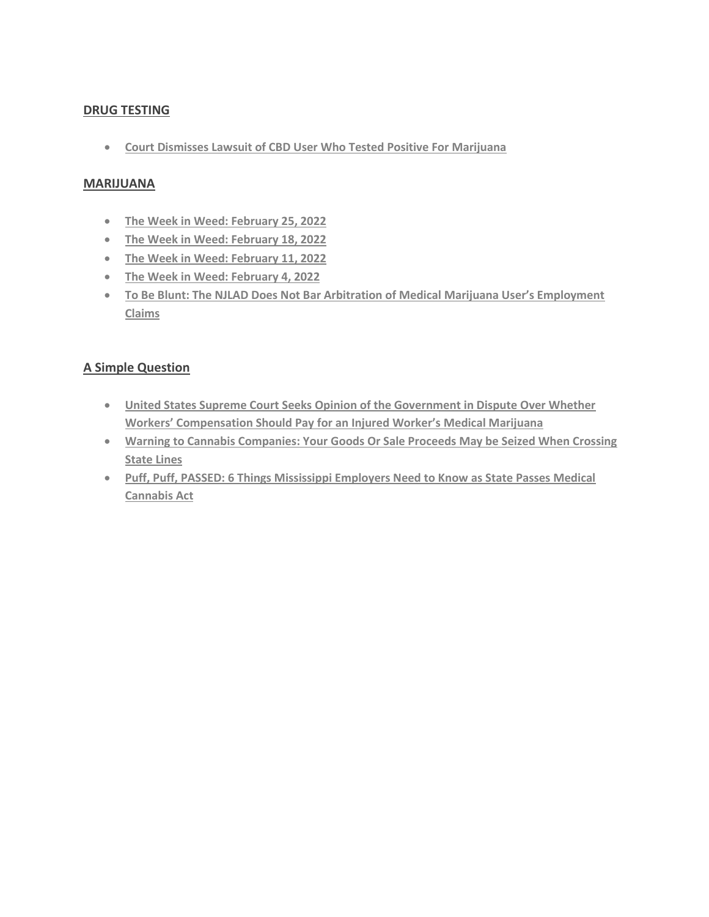## DRUG TESTING

- **Court Dismisses Lawsuit of CBD User Who Tested Positive For Marijuana**

## MARIJUANA

- **The Week in Weed: February 25, 2022**
- **The Week in Weed: February 18, 2022**
- **The Week in Weed: February 11, 2022**
- **The Week in Weed: February 4, 2022**
- **To Be Blunt: The NJLAD Does Not Bar Arbitration of Medical Marijuana User's Employment Claims**

## A Simple Question

- **United States Supreme Court Seeks Opinion of the Government in Dispute Over Whether Workers' Compensation Should Pay for an Injured Worker's Medical Marijuana**
- **Warning to Cannabis Companies: Your Goods Or Sale Proceeds May be Seized When Crossing State Lines**
- **Puff, Puff, PASSED: 6 Things Mississippi Employers Need to Know as State Passes Medical Cannabis Act**